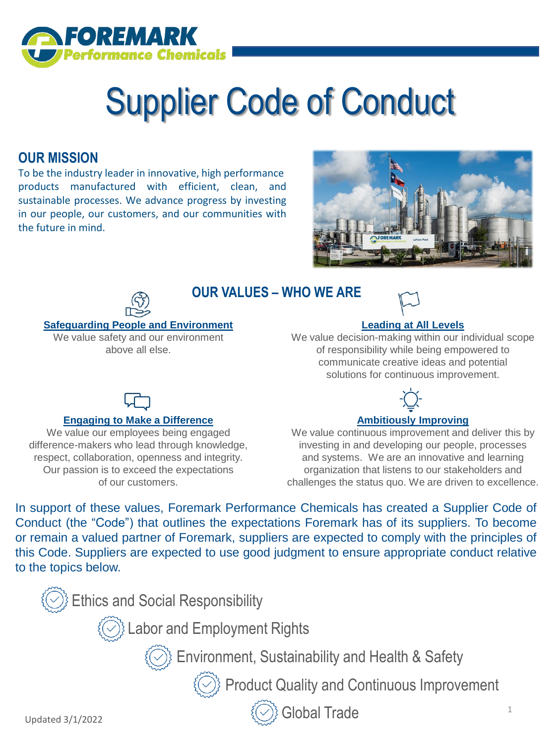# Supplier Code of Conduct

## OUR MISSION

To be the industry leader in innovative, high performance products manufactured with efficient, clean, and sustainable processes. We advance progress by investing in our people, our customers, and our communities with the future in mind.

## OUR VALUES – WHO WE ARE

**Safeguarding People and Environment**

We value safety and our environment above all else.

**Leading at All Levels**

We value decision-making within our individual scope of responsibility while being empowered to communicate creative ideas and potential solutions for continuous improvement.

**Engaging to Make a Difference**

We value our employees being engaged difference-makers who lead through knowledge, respect, collaboration, openness and integrity. Our passion is to exceed the expectations of our customers.

**Ambitiously Improving**

We value continuous improvement and deliver this by investing in and developing our people, processes and systems. We are an innovative and learning organization that listens to our stakeholders and challenges the status quo. We are driven to excellence.

In support of these values, Foremark Performance Chemicals has created a Supplier Code of Conduct (the "Code") that outlines the expectations Foremark has of its suppliers. To become or remain a valued partner of Foremark, suppliers are expected to comply with the principles of this Code. Suppliers are expected to use good judgment to ensure appropriate conduct relative to the topics below.

- Ethics and Social Responsibility
- Labor and Employment Rights
- Environment, Sustainability and Health & Safety
- Product Quality and Continuous Improvement
- Global Trade

Updated 3/1/2022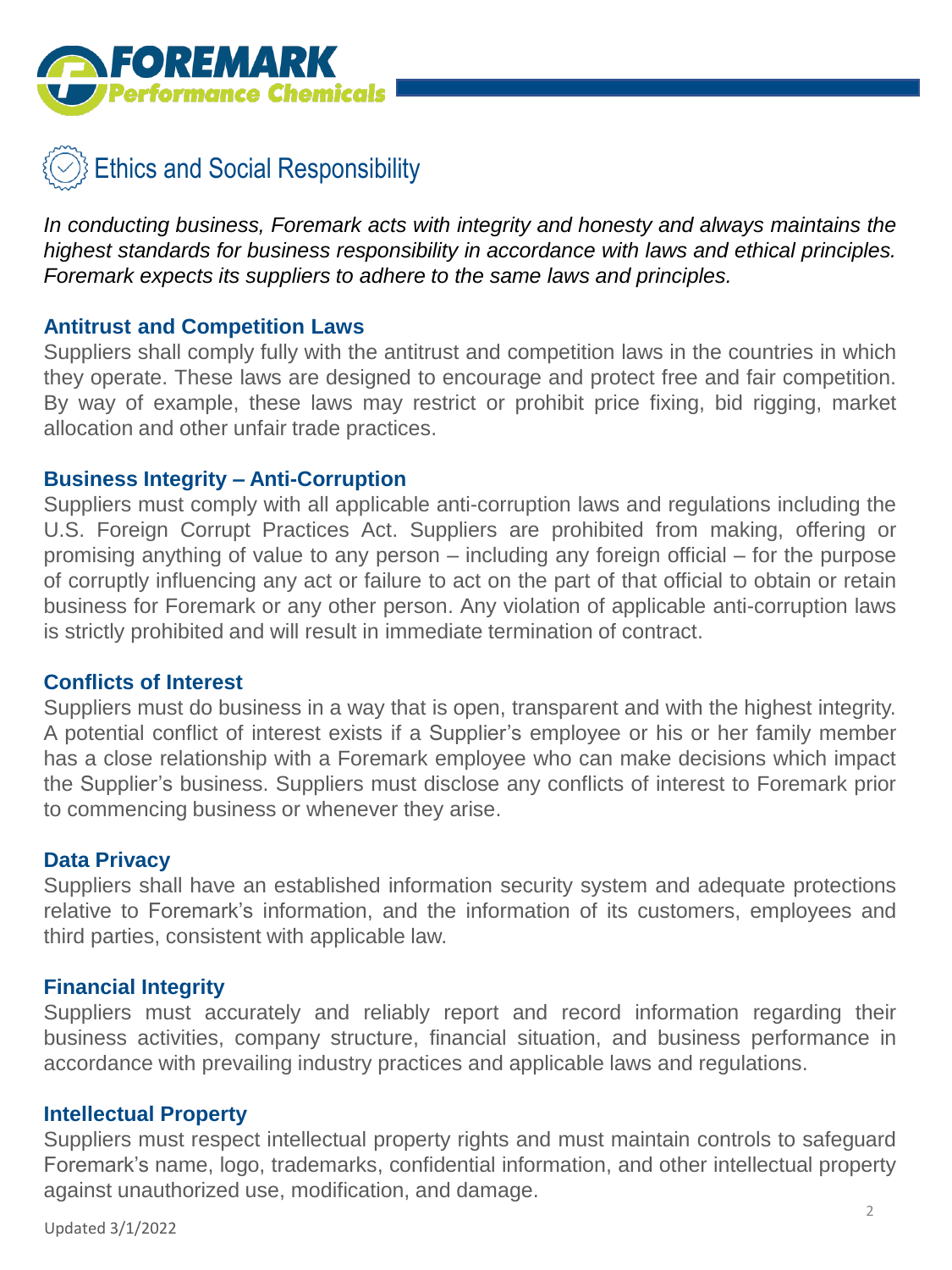# Ethics and Social Responsibility

*In conducting business, Foremark acts with integrity and honesty and always maintains the highest standards for business responsibility in accordance with laws and ethical principles. Foremark expects its suppliers to adhere to the same laws and principles.*

## Antitrust and Competition Laws

Suppliers shall comply fully with the antitrust and competition laws in the countries in which they operate. These laws are designed to encourage and protect free and fair competition. By way of example, these laws may restrict or prohibit price fixing, bid rigging, market allocation and other unfair trade practices.

## Business Integrity – Anti-Corruption

Suppliers must comply with all applicable anti-corruption laws and regulations including the U.S. Foreign Corrupt Practices Act. Suppliers are prohibited from making, offering or promising anything of value to any person – including any foreign official – for the purpose of corruptly influencing any act or failure to act on the part of that official to obtain or retain business for Foremark or any other person. Any violation of applicable anti-corruption laws is strictly prohibited and will result in immediate termination of contract.

## Conflicts of Interest

Suppliers must do business in a way that is open, transparent and with the highest integrity. A potential conflict of interest exists if a Supplier's employee or his or her family member has a close relationship with a Foremark employee who can make decisions which impact the Supplier's business. Suppliers must disclose any conflicts of interest to Foremark prior to commencing business or whenever they arise.

## Data Privacy

Suppliers shall have an established information security system and adequate protections relative to Foremark's information, and the information of its customers, employees and third parties, consistent with applicable law.

## Financial Integrity

Suppliers must accurately and reliably report and record information regarding their business activities, company structure, financial situation, and business performance in accordance with prevailing industry practices and applicable laws and regulations.

## Intellectual Property

Suppliers must respect intellectual property rights and must maintain controls to safeguard Foremark's name, logo, trademarks, confidential information, and other intellectual property against unauthorized use, modification, and damage.

Updated 3/1/2022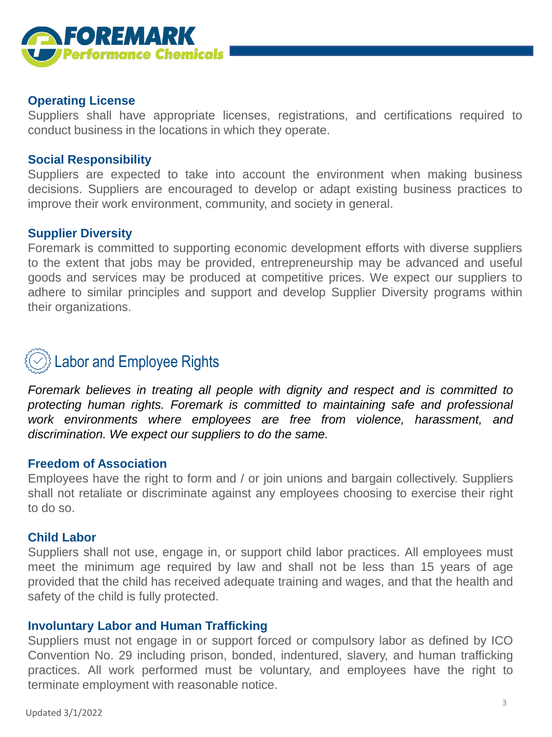### Operating License

Suppliers shall have appropriate licenses, registrations, and certifications required to conduct business in the locations in which they operate.

### Social Responsibility

Suppliers are expected to take into account the environment when making business decisions. Suppliers are encouraged to develop or adapt existing business practices to improve their work environment, community, and society in general.

### Supplier Diversity

Foremark is committed to supporting economic development efforts with diverse suppliers to the extent that jobs may be provided, entrepreneurship may be advanced and useful goods and services may be produced at competitive prices. We expect our suppliers to adhere to similar principles and support and develop Supplier Diversity programs within their organizations.

## Labor and Employee Rights

*Foremark believes in treating all people with dignity and respect and is committed to protecting human rights. Foremark is committed to maintaining safe and professional work environments where employees are free from violence, harassment, and discrimination. We expect our suppliers to do the same.*

### Freedom of Association

Employees have the right to form and / or join unions and bargain collectively. Suppliers shall not retaliate or discriminate against any employees choosing to exercise their right to do so.

### Child Labor

Suppliers shall not use, engage in, or support child labor practices. All employees must meet the minimum age required by law and shall not be less than 15 years of age provided that the child has received adequate training and wages, and that the health and safety of the child is fully protected.

### Involuntary Labor and Human Trafficking

Suppliers must not engage in or support forced or compulsory labor as defined by ICO Convention No. 29 including prison, bonded, indentured, slavery, and human trafficking practices. All work performed must be voluntary, and employees have the right to terminate employment with reasonable notice.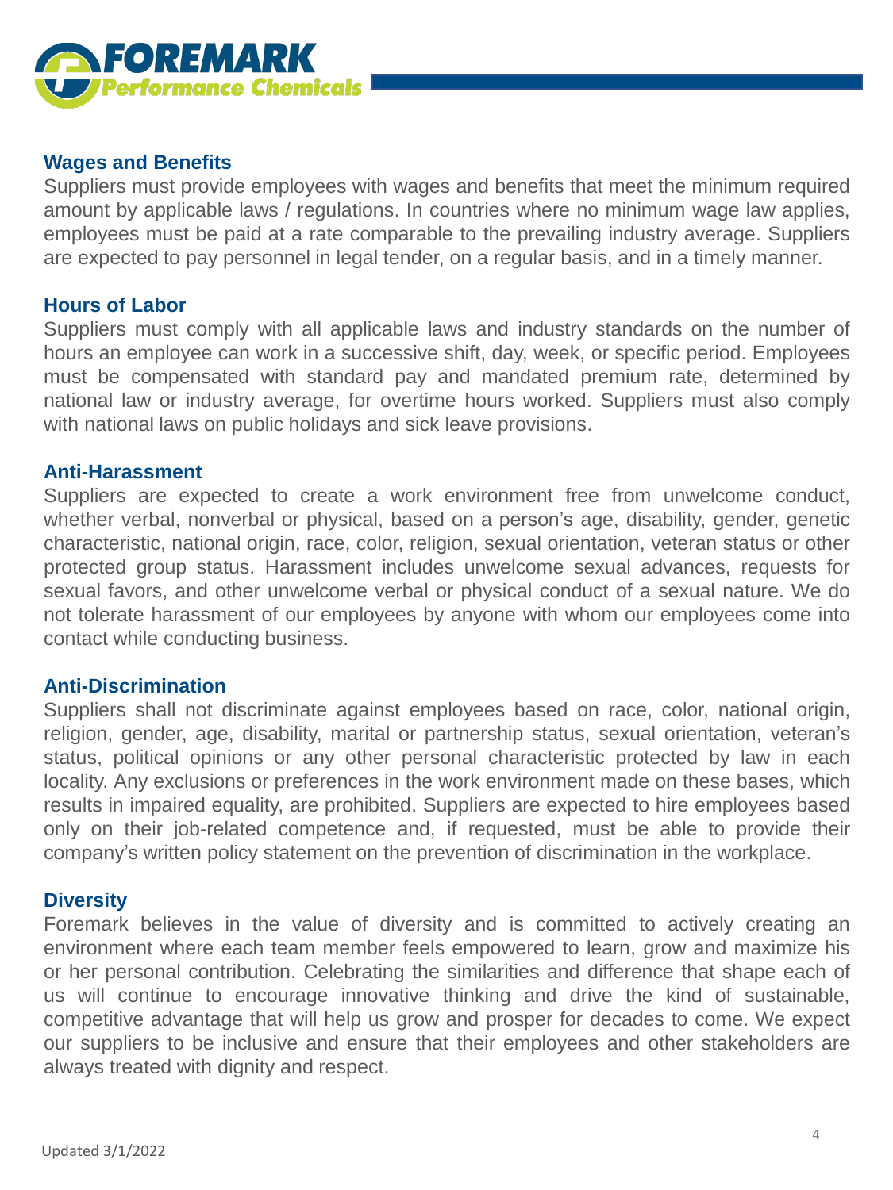## Wages and Benefits

Suppliers must provide employees with wages and benefits that meet the minimum required amount by applicable laws / regulations. In countries where no minimum wage law applies, employees must be paid at a rate comparable to the prevailing industry average. Suppliers are expected to pay personnel in legal tender, on a regular basis, and in a timely manner.

## Hours of Labor

Suppliers must comply with all applicable laws and industry standards on the number of hours an employee can work in a successive shift, day, week, or specific period. Employees must be compensated with standard pay and mandated premium rate, determined by national law or industry average, for overtime hours worked. Suppliers must also comply with national laws on public holidays and sick leave provisions.

## Anti-Harassment

Suppliers are expected to create a work environment free from unwelcome conduct, whether verbal, nonverbal or physical, based on a person's age, disability, gender, genetic characteristic, national origin, race, color, religion, sexual orientation, veteran status or other protected group status. Harassment includes unwelcome sexual advances, requests for sexual favors, and other unwelcome verbal or physical conduct of a sexual nature. We do not tolerate harassment of our employees by anyone with whom our employees come into contact while conducting business.

## Anti-Discrimination

Suppliers shall not discriminate against employees based on race, color, national origin, religion, gender, age, disability, marital or partnership status, sexual orientation, veteran's status, political opinions or any other personal characteristic protected by law in each locality. Any exclusions or preferences in the work environment made on these bases, which results in impaired equality, are prohibited. Suppliers are expected to hire employees based only on their job-related competence and, if requested, must be able to provide their company's written policy statement on the prevention of discrimination in the workplace.

## Diversity

Foremark believes in the value of diversity and is committed to actively creating an environment where each team member feels empowered to learn, grow and maximize his or her personal contribution. Celebrating the similarities and difference that shape each of us will continue to encourage innovative thinking and drive the kind of sustainable, competitive advantage that will help us grow and prosper for decades to come. We expect our suppliers to be inclusive and ensure that their employees and other stakeholders are always treated with dignity and respect.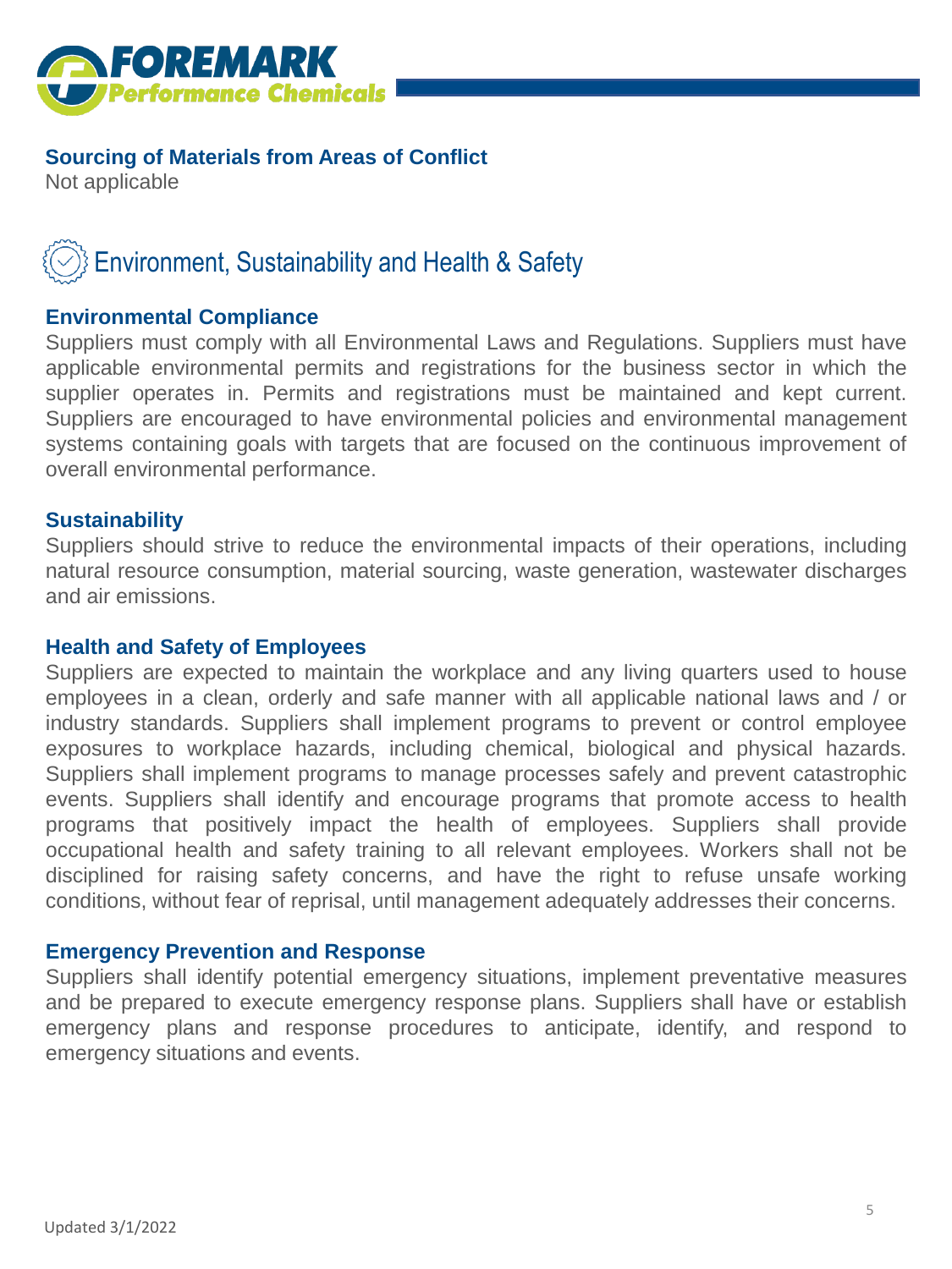### Sourcing of Materials from Areas of Conflict

Not applicable

## Environment, Sustainability and Health & Safety

### Environmental Compliance

Suppliers must comply with all Environmental Laws and Regulations. Suppliers must have applicable environmental permits and registrations for the business sector in which the supplier operates in. Permits and registrations must be maintained and kept current. Suppliers are encouraged to have environmental policies and environmental management systems containing goals with targets that are focused on the continuous improvement of overall environmental performance.

### Sustainability

Suppliers should strive to reduce the environmental impacts of their operations, including natural resource consumption, material sourcing, waste generation, wastewater discharges and air emissions.

### Health and Safety of Employees

Suppliers are expected to maintain the workplace and any living quarters used to house employees in a clean, orderly and safe manner with all applicable national laws and / or industry standards. Suppliers shall implement programs to prevent or control employee exposures to workplace hazards, including chemical, biological and physical hazards. Suppliers shall implement programs to manage processes safely and prevent catastrophic events. Suppliers shall identify and encourage programs that promote access to health programs that positively impact the health of employees. Suppliers shall provide occupational health and safety training to all relevant employees. Workers shall not be disciplined for raising safety concerns, and have the right to refuse unsafe working conditions, without fear of reprisal, until management adequately addresses their concerns.

### Emergency Prevention and Response

Suppliers shall identify potential emergency situations, implement preventative measures and be prepared to execute emergency response plans. Suppliers shall have or establish emergency plans and response procedures to anticipate, identify, and respond to emergency situations and events.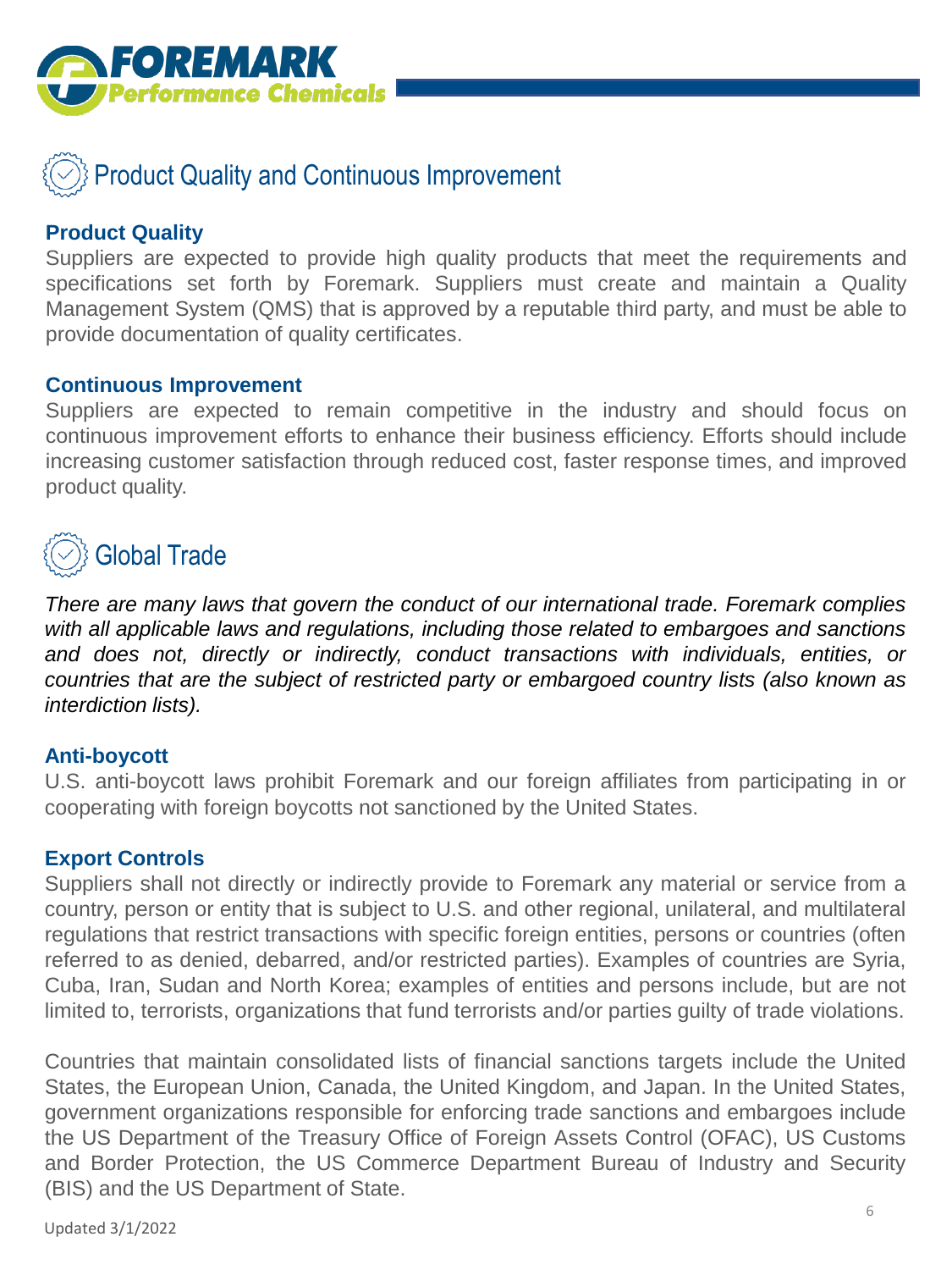## Product Quality and Continuous Improvement

### Product Quality

Suppliers are expected to provide high quality products that meet the requirements and specifications set forth by Foremark. Suppliers must create and maintain a Quality Management System (QMS) that is approved by a reputable third party, and must be able to provide documentation of quality certificates.

### Continuous Improvement

Suppliers are expected to remain competitive in the industry and should focus on continuous improvement efforts to enhance their business efficiency. Efforts should include increasing customer satisfaction through reduced cost, faster response times, and improved product quality.

## Global Trade

*There are many laws that govern the conduct of our international trade. Foremark complies with all applicable laws and regulations, including those related to embargoes and sanctions and does not, directly or indirectly, conduct transactions with individuals, entities, or countries that are the subject of restricted party or embargoed country lists (also known as interdiction lists).*

### Anti-boycott

U.S. anti-boycott laws prohibit Foremark and our foreign affiliates from participating in or cooperating with foreign boycotts not sanctioned by the United States.

### Export Controls

Suppliers shall not directly or indirectly provide to Foremark any material or service from a country, person or entity that is subject to U.S. and other regional, unilateral, and multilateral regulations that restrict transactions with specific foreign entities, persons or countries (often referred to as denied, debarred, and/or restricted parties). Examples of countries are Syria, Cuba, Iran, Sudan and North Korea; examples of entities and persons include, but are not limited to, terrorists, organizations that fund terrorists and/or parties guilty of trade violations.

Countries that maintain consolidated lists of financial sanctions targets include the United States, the European Union, Canada, the United Kingdom, and Japan. In the United States, government organizations responsible for enforcing trade sanctions and embargoes include the US Department of the Treasury Office of Foreign Assets Control (OFAC), US Customs and Border Protection, the US Commerce Department Bureau of Industry and Security (BIS) and the US Department of State.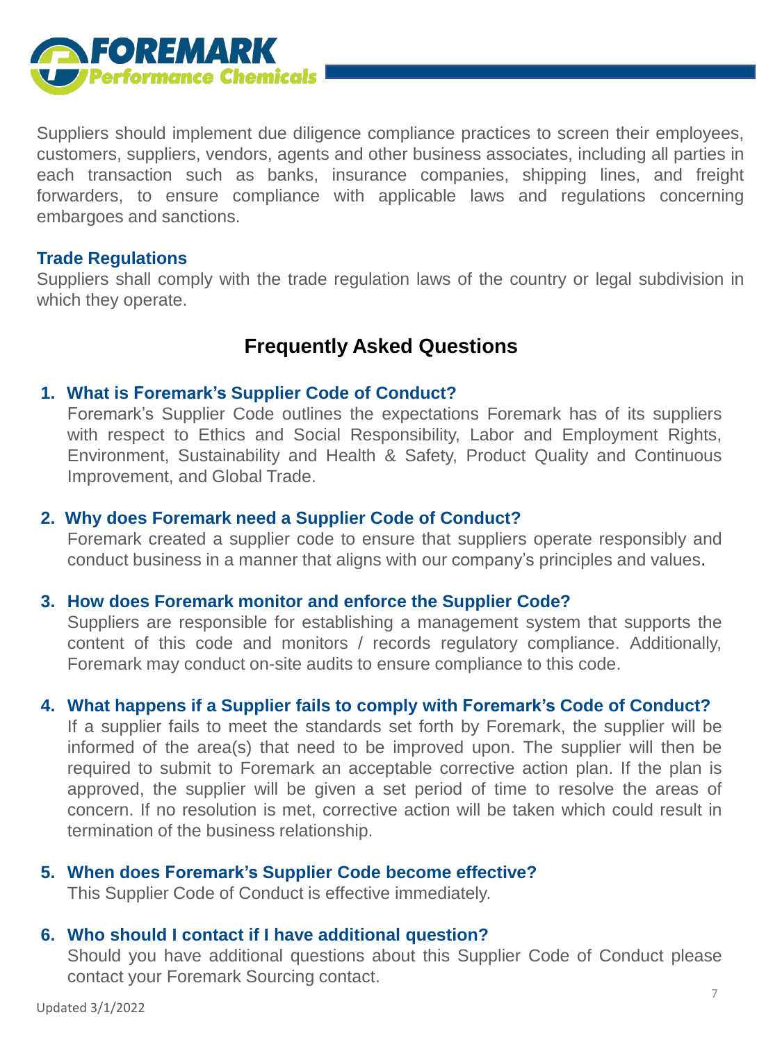Suppliers should implement due diligence compliance practices to screen their employees, customers, suppliers, vendors, agents and other business associates, including all parties in each transaction such as banks, insurance companies, shipping lines, and freight forwarders, to ensure compliance with applicable laws and regulations concerning embargoes and sanctions.

### Trade Regulations

Suppliers shall comply with the trade regulation laws of the country or legal subdivision in which they operate.

## Frequently Asked Questions

1. **What is Foremark's Supplier Code of Conduct?**
   Foremark's Supplier Code outlines the expectations Foremark has of its suppliers with respect to Ethics and Social Responsibility, Labor and Employment Rights, Environment, Sustainability and Health & Safety, Product Quality and Continuous Improvement, and Global Trade.

2. **Why does Foremark need a Supplier Code of Conduct?**
   Foremark created a supplier code to ensure that suppliers operate responsibly and conduct business in a manner that aligns with our company's principles and values.

3. **How does Foremark monitor and enforce the Supplier Code?**
   Suppliers are responsible for establishing a management system that supports the content of this code and monitors / records regulatory compliance. Additionally, Foremark may conduct on-site audits to ensure compliance to this code.

4. **What happens if a Supplier fails to comply with Foremark's Code of Conduct?**
   If a supplier fails to meet the standards set forth by Foremark, the supplier will be informed of the area(s) that need to be improved upon. The supplier will then be required to submit to Foremark an acceptable corrective action plan. If the plan is approved, the supplier will be given a set period of time to resolve the areas of concern. If no resolution is met, corrective action will be taken which could result in termination of the business relationship.

5. **When does Foremark's Supplier Code become effective?**
   This Supplier Code of Conduct is effective immediately.

6. **Who should I contact if I have additional question?**
   Should you have additional questions about this Supplier Code of Conduct please contact your Foremark Sourcing contact.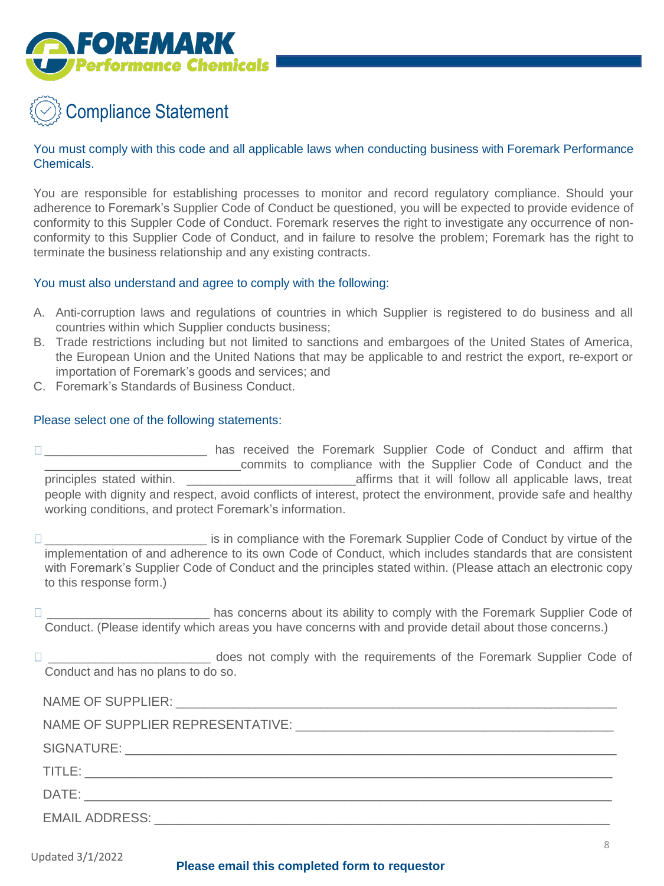# Compliance Statement

You must comply with this code and all applicable laws when conducting business with Foremark Performance Chemicals.

You are responsible for establishing processes to monitor and record regulatory compliance. Should your adherence to Foremark's Supplier Code of Conduct be questioned, you will be expected to provide evidence of conformity to this Suppler Code of Conduct. Foremark reserves the right to investigate any occurrence of non-conformity to this Supplier Code of Conduct, and in failure to resolve the problem; Foremark has the right to terminate the business relationship and any existing contracts.

You must also understand and agree to comply with the following:

A. Anti-corruption laws and regulations of countries in which Supplier is registered to do business and all countries within which Supplier conducts business;
B. Trade restrictions including but not limited to sanctions and embargoes of the United States of America, the European Union and the United Nations that may be applicable to and restrict the export, re-export or importation of Foremark's goods and services; and
C. Foremark's Standards of Business Conduct.

Please select one of the following statements:

☐ _______________________ has received the Foremark Supplier Code of Conduct and affirm that ____________________________commits to compliance with the Supplier Code of Conduct and the principles stated within. ________________________affirms that it will follow all applicable laws, treat people with dignity and respect, avoid conflicts of interest, protect the environment, provide safe and healthy working conditions, and protect Foremark's information.

☐ _______________________ is in compliance with the Foremark Supplier Code of Conduct by virtue of the implementation of and adherence to its own Code of Conduct, which includes standards that are consistent with Foremark's Supplier Code of Conduct and the principles stated within. (Please attach an electronic copy to this response form.)

☐ _______________________ has concerns about its ability to comply with the Foremark Supplier Code of Conduct. (Please identify which areas you have concerns with and provide detail about those concerns.)

☐ _______________________ does not comply with the requirements of the Foremark Supplier Code of Conduct and has no plans to do so.

NAME OF SUPPLIER: ______________________________________________________________

NAME OF SUPPLIER REPRESENTATIVE: ____________________________________________

SIGNATURE: _____________________________________________________________________

TITLE: _________________________________________________________________________

DATE: __________________________________________________________________________

EMAIL ADDRESS: _________________________________________________________________

Updated 3/1/2022

**Please email this completed form to requestor**